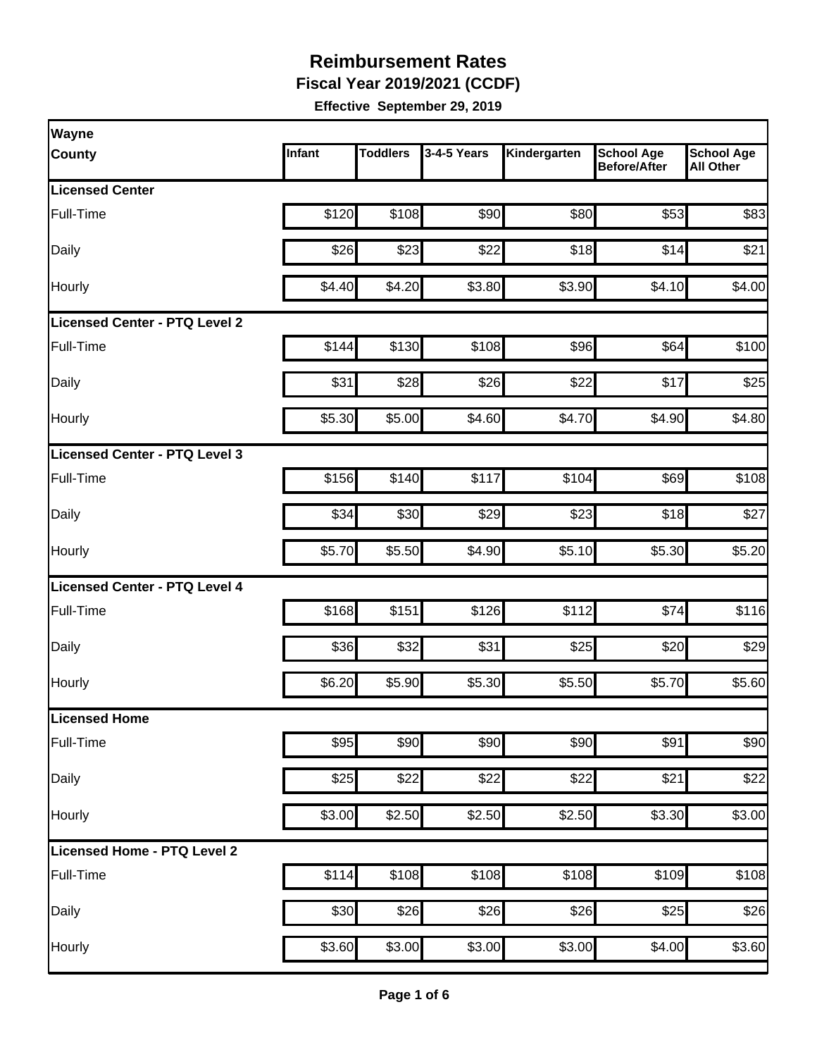# Reimbursement Rates

**Fiscal Year 2019/2021 (CCDF)**

**Effective September 29, 2019**

| Wayne County | Infant | Toddlers | 3-4-5 Years | Kindergarten | School Age Before/After | School Age All Other |
|---|---|---|---|---|---|---|
| **Licensed Center** | | | | | | |
| Full-Time | $120 | $108 | $90 | $80 | $53 | $83 |
| Daily | $26 | $23 | $22 | $18 | $14 | $21 |
| Hourly | $4.40 | $4.20 | $3.80 | $3.90 | $4.10 | $4.00 |
| **Licensed Center - PTQ Level 2** | | | | | | |
| Full-Time | $144 | $130 | $108 | $96 | $64 | $100 |
| Daily | $31 | $28 | $26 | $22 | $17 | $25 |
| Hourly | $5.30 | $5.00 | $4.60 | $4.70 | $4.90 | $4.80 |
| **Licensed Center - PTQ Level 3** | | | | | | |
| Full-Time | $156 | $140 | $117 | $104 | $69 | $108 |
| Daily | $34 | $30 | $29 | $23 | $18 | $27 |
| Hourly | $5.70 | $5.50 | $4.90 | $5.10 | $5.30 | $5.20 |
| **Licensed Center - PTQ Level 4** | | | | | | |
| Full-Time | $168 | $151 | $126 | $112 | $74 | $116 |
| Daily | $36 | $32 | $31 | $25 | $20 | $29 |
| Hourly | $6.20 | $5.90 | $5.30 | $5.50 | $5.70 | $5.60 |
| **Licensed Home** | | | | | | |
| Full-Time | $95 | $90 | $90 | $90 | $91 | $90 |
| Daily | $25 | $22 | $22 | $22 | $21 | $22 |
| Hourly | $3.00 | $2.50 | $2.50 | $2.50 | $3.30 | $3.00 |
| **Licensed Home - PTQ Level 2** | | | | | | |
| Full-Time | $114 | $108 | $108 | $108 | $109 | $108 |
| Daily | $30 | $26 | $26 | $26 | $25 | $26 |
| Hourly | $3.60 | $3.00 | $3.00 | $3.00 | $4.00 | $3.60 |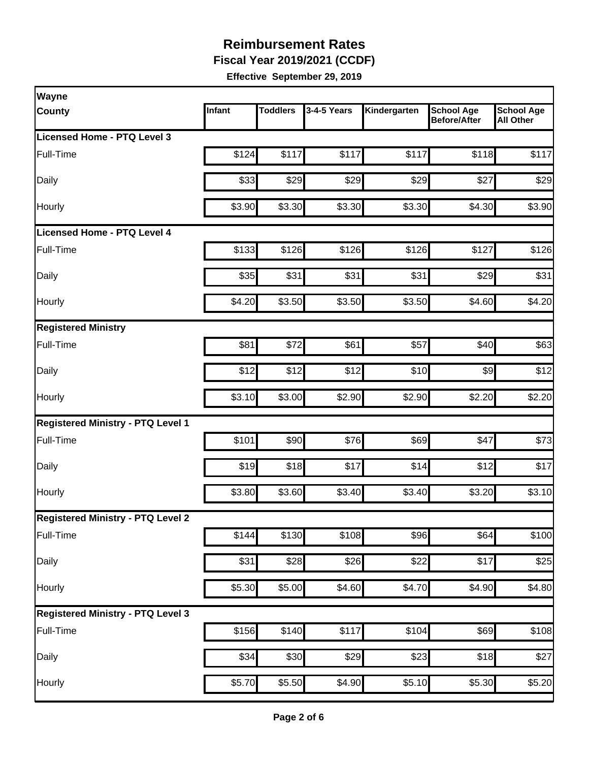# Reimbursement Rates

**Fiscal Year 2019/2021 (CCDF)**

**Effective September 29, 2019**

| Wayne County | Infant | Toddlers | 3-4-5 Years | Kindergarten | School Age Before/After | School Age All Other |
|---|---|---|---|---|---|---|
| **Licensed Home - PTQ Level 3** | | | | | | |
| Full-Time | $124 | $117 | $117 | $117 | $118 | $117 |
| Daily | $33 | $29 | $29 | $29 | $27 | $29 |
| Hourly | $3.90 | $3.30 | $3.30 | $3.30 | $4.30 | $3.90 |
| **Licensed Home - PTQ Level 4** | | | | | | |
| Full-Time | $133 | $126 | $126 | $126 | $127 | $126 |
| Daily | $35 | $31 | $31 | $31 | $29 | $31 |
| Hourly | $4.20 | $3.50 | $3.50 | $3.50 | $4.60 | $4.20 |
| **Registered Ministry** | | | | | | |
| Full-Time | $81 | $72 | $61 | $57 | $40 | $63 |
| Daily | $12 | $12 | $12 | $10 | $9 | $12 |
| Hourly | $3.10 | $3.00 | $2.90 | $2.90 | $2.20 | $2.20 |
| **Registered Ministry - PTQ Level 1** | | | | | | |
| Full-Time | $101 | $90 | $76 | $69 | $47 | $73 |
| Daily | $19 | $18 | $17 | $14 | $12 | $17 |
| Hourly | $3.80 | $3.60 | $3.40 | $3.40 | $3.20 | $3.10 |
| **Registered Ministry - PTQ Level 2** | | | | | | |
| Full-Time | $144 | $130 | $108 | $96 | $64 | $100 |
| Daily | $31 | $28 | $26 | $22 | $17 | $25 |
| Hourly | $5.30 | $5.00 | $4.60 | $4.70 | $4.90 | $4.80 |
| **Registered Ministry - PTQ Level 3** | | | | | | |
| Full-Time | $156 | $140 | $117 | $104 | $69 | $108 |
| Daily | $34 | $30 | $29 | $23 | $18 | $27 |
| Hourly | $5.70 | $5.50 | $4.90 | $5.10 | $5.30 | $5.20 |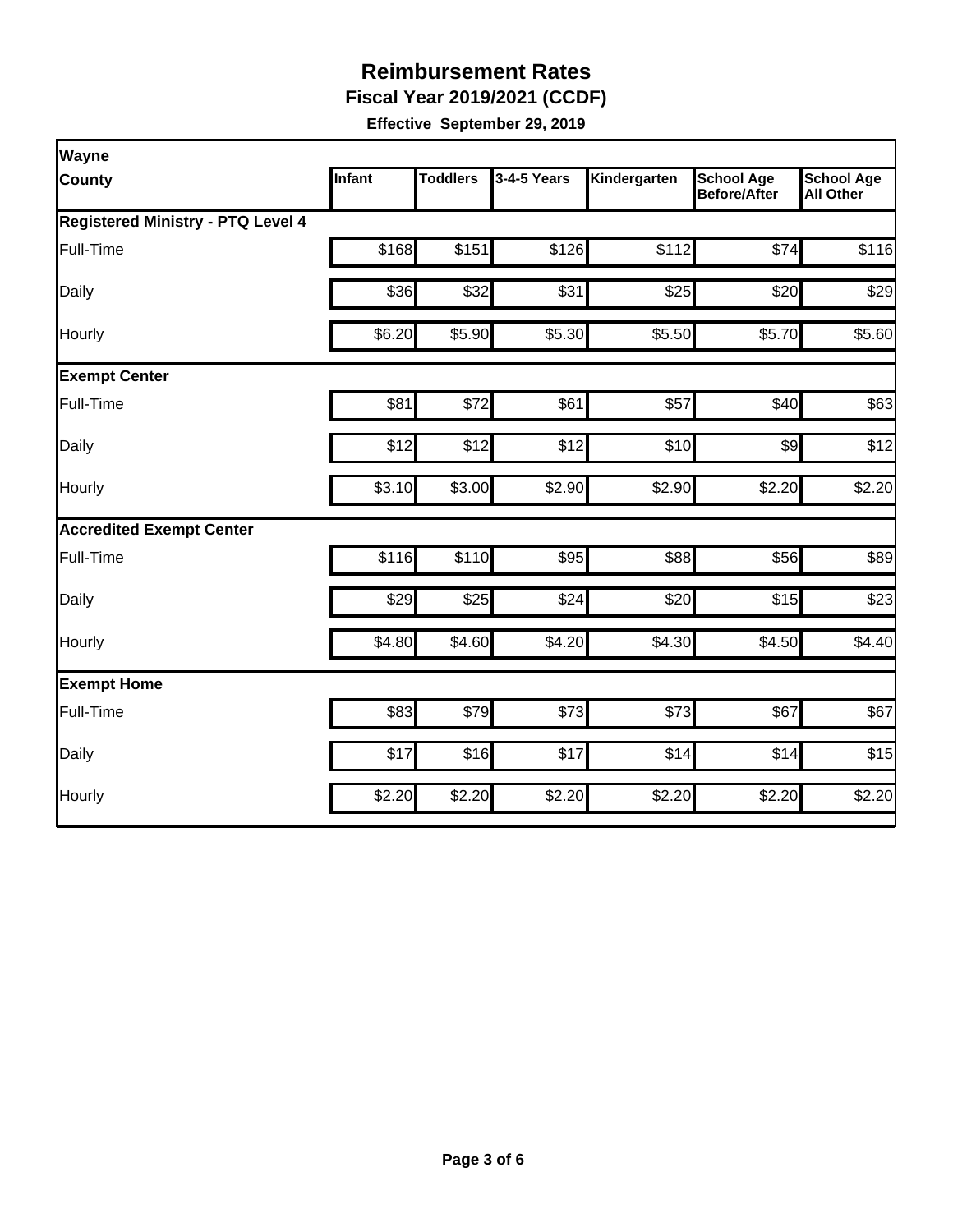# Reimbursement Rates

**Fiscal Year 2019/2021 (CCDF)**

**Effective September 29, 2019**

| Wayne County | Infant | Toddlers | 3-4-5 Years | Kindergarten | School Age Before/After | School Age All Other |
|---|---|---|---|---|---|---|
| **Registered Ministry - PTQ Level 4** | | | | | | |
| Full-Time | $168 | $151 | $126 | $112 | $74 | $116 |
| Daily | $36 | $32 | $31 | $25 | $20 | $29 |
| Hourly | $6.20 | $5.90 | $5.30 | $5.50 | $5.70 | $5.60 |
| **Exempt Center** | | | | | | |
| Full-Time | $81 | $72 | $61 | $57 | $40 | $63 |
| Daily | $12 | $12 | $12 | $10 | $9 | $12 |
| Hourly | $3.10 | $3.00 | $2.90 | $2.90 | $2.20 | $2.20 |
| **Accredited Exempt Center** | | | | | | |
| Full-Time | $116 | $110 | $95 | $88 | $56 | $89 |
| Daily | $29 | $25 | $24 | $20 | $15 | $23 |
| Hourly | $4.80 | $4.60 | $4.20 | $4.30 | $4.50 | $4.40 |
| **Exempt Home** | | | | | | |
| Full-Time | $83 | $79 | $73 | $73 | $67 | $67 |
| Daily | $17 | $16 | $17 | $14 | $14 | $15 |
| Hourly | $2.20 | $2.20 | $2.20 | $2.20 | $2.20 | $2.20 |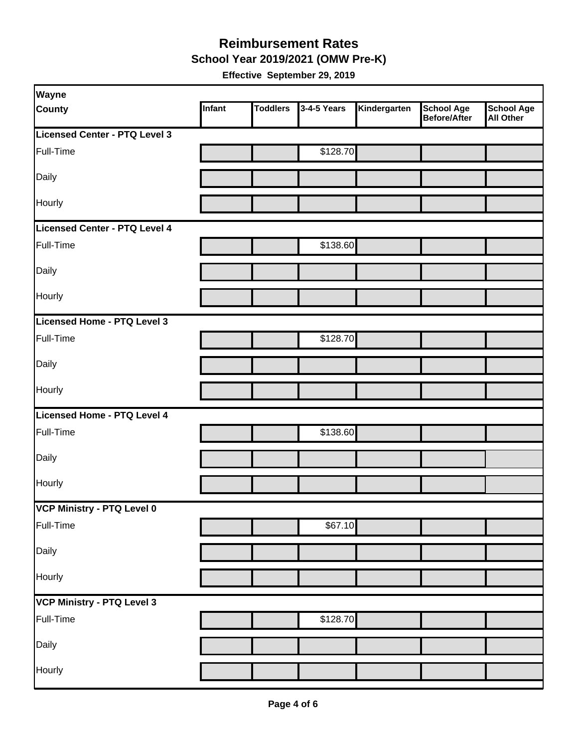# Reimbursement Rates

## School Year 2019/2021 (OMW Pre-K)

**Effective September 29, 2019**

| Wayne County | Infant | Toddlers | 3-4-5 Years | Kindergarten | School Age Before/After | School Age All Other |
|---|---|---|---|---|---|---|
| **Licensed Center - PTQ Level 3** | | | | | | |
| Full-Time | | | $128.70 | | | |
| Daily | | | | | | |
| Hourly | | | | | | |
| **Licensed Center - PTQ Level 4** | | | | | | |
| Full-Time | | | $138.60 | | | |
| Daily | | | | | | |
| Hourly | | | | | | |
| **Licensed Home - PTQ Level 3** | | | | | | |
| Full-Time | | | $128.70 | | | |
| Daily | | | | | | |
| Hourly | | | | | | |
| **Licensed Home - PTQ Level 4** | | | | | | |
| Full-Time | | | $138.60 | | | |
| Daily | | | | | | |
| Hourly | | | | | | |
| **VCP Ministry - PTQ Level 0** | | | | | | |
| Full-Time | | | $67.10 | | | |
| Daily | | | | | | |
| Hourly | | | | | | |
| **VCP Ministry - PTQ Level 3** | | | | | | |
| Full-Time | | | $128.70 | | | |
| Daily | | | | | | |
| Hourly | | | | | | |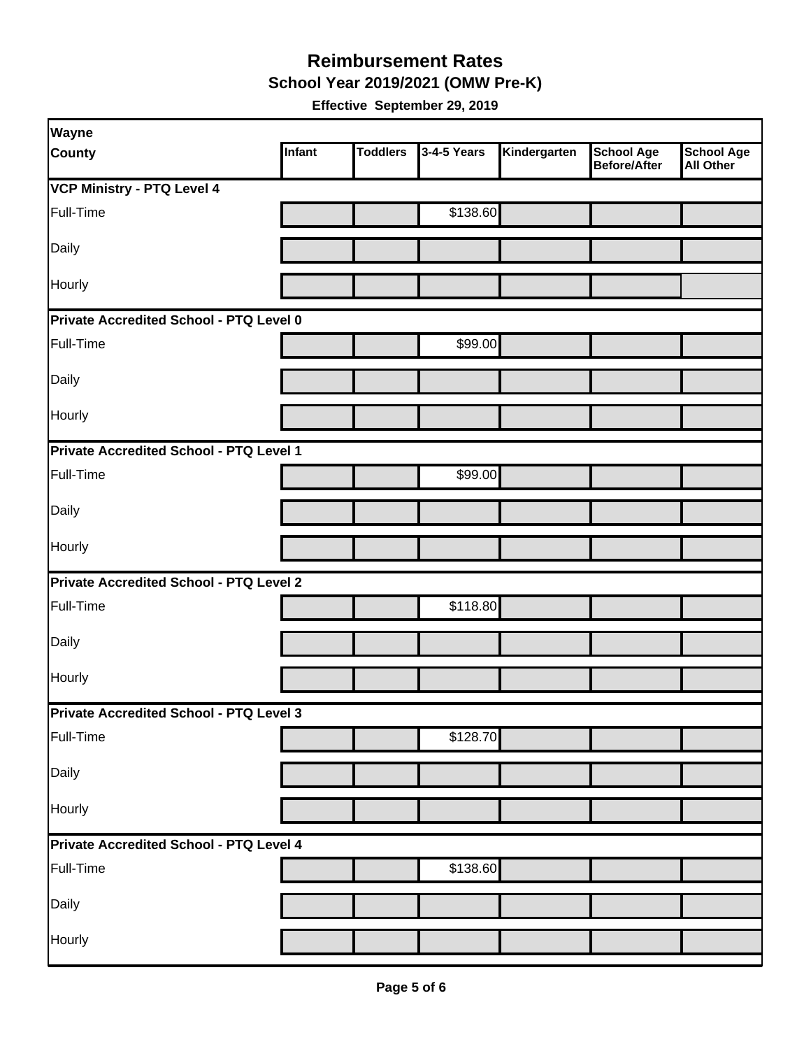# Reimbursement Rates

## School Year 2019/2021 (OMW Pre-K)

**Effective September 29, 2019**

| Wayne County | Infant | Toddlers | 3-4-5 Years | Kindergarten | School Age Before/After | School Age All Other |
|---|---|---|---|---|---|---|
| **VCP Ministry - PTQ Level 4** | | | | | | |
| Full-Time | | | $138.60 | | | |
| Daily | | | | | | |
| Hourly | | | | | | |
| **Private Accredited School - PTQ Level 0** | | | | | | |
| Full-Time | | | $99.00 | | | |
| Daily | | | | | | |
| Hourly | | | | | | |
| **Private Accredited School - PTQ Level 1** | | | | | | |
| Full-Time | | | $99.00 | | | |
| Daily | | | | | | |
| Hourly | | | | | | |
| **Private Accredited School - PTQ Level 2** | | | | | | |
| Full-Time | | | $118.80 | | | |
| Daily | | | | | | |
| Hourly | | | | | | |
| **Private Accredited School - PTQ Level 3** | | | | | | |
| Full-Time | | | $128.70 | | | |
| Daily | | | | | | |
| Hourly | | | | | | |
| **Private Accredited School - PTQ Level 4** | | | | | | |
| Full-Time | | | $138.60 | | | |
| Daily | | | | | | |
| Hourly | | | | | | |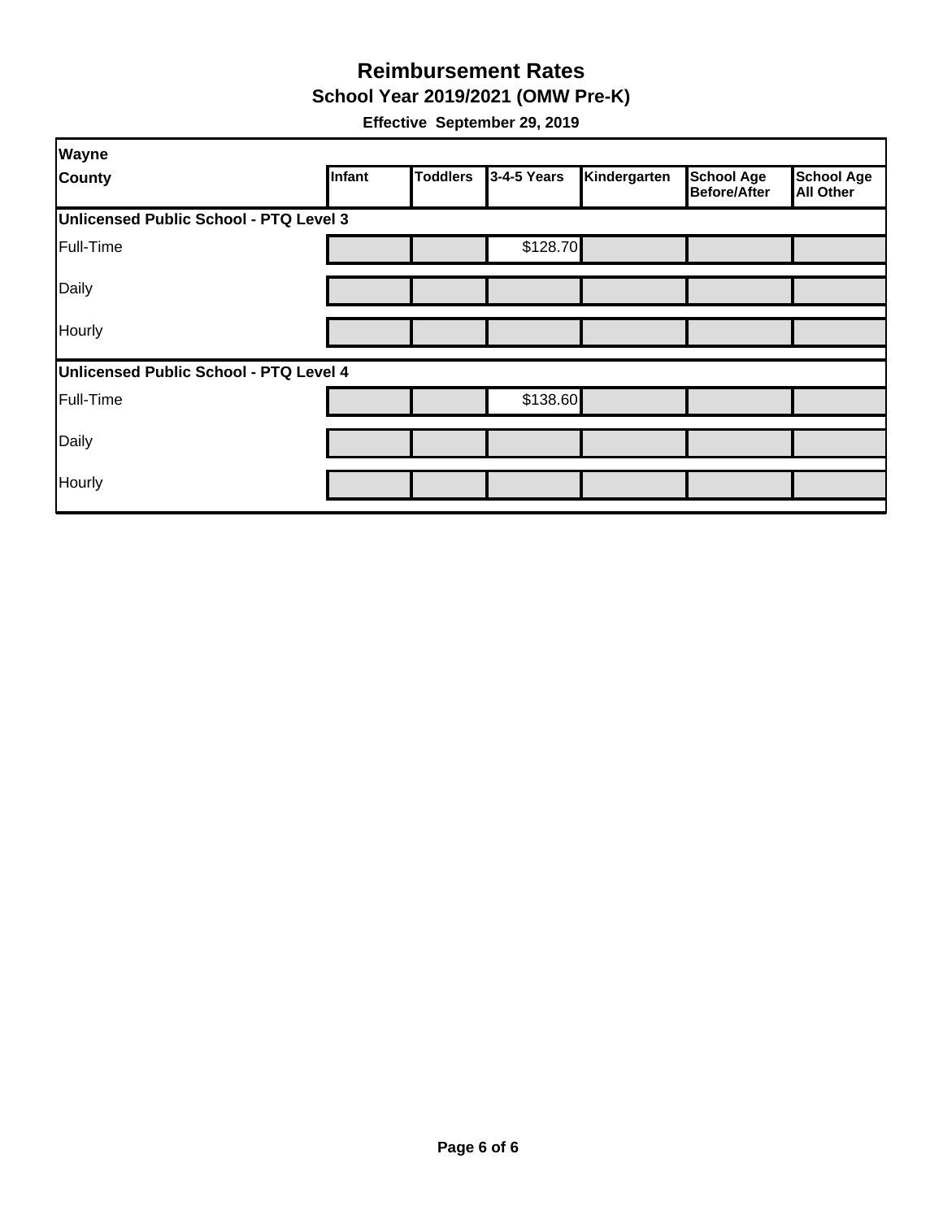# Reimbursement Rates

## School Year 2019/2021 (OMW Pre-K)

**Effective September 29, 2019**

| Wayne County | Infant | Toddlers | 3-4-5 Years | Kindergarten | School Age Before/After | School Age All Other |
|---|---|---|---|---|---|---|
| **Unlicensed Public School - PTQ Level 3** | | | | | | |
| Full-Time | | | $128.70 | | | |
| Daily | | | | | | |
| Hourly | | | | | | |
| **Unlicensed Public School - PTQ Level 4** | | | | | | |
| Full-Time | | | $138.60 | | | |
| Daily | | | | | | |
| Hourly | | | | | | |